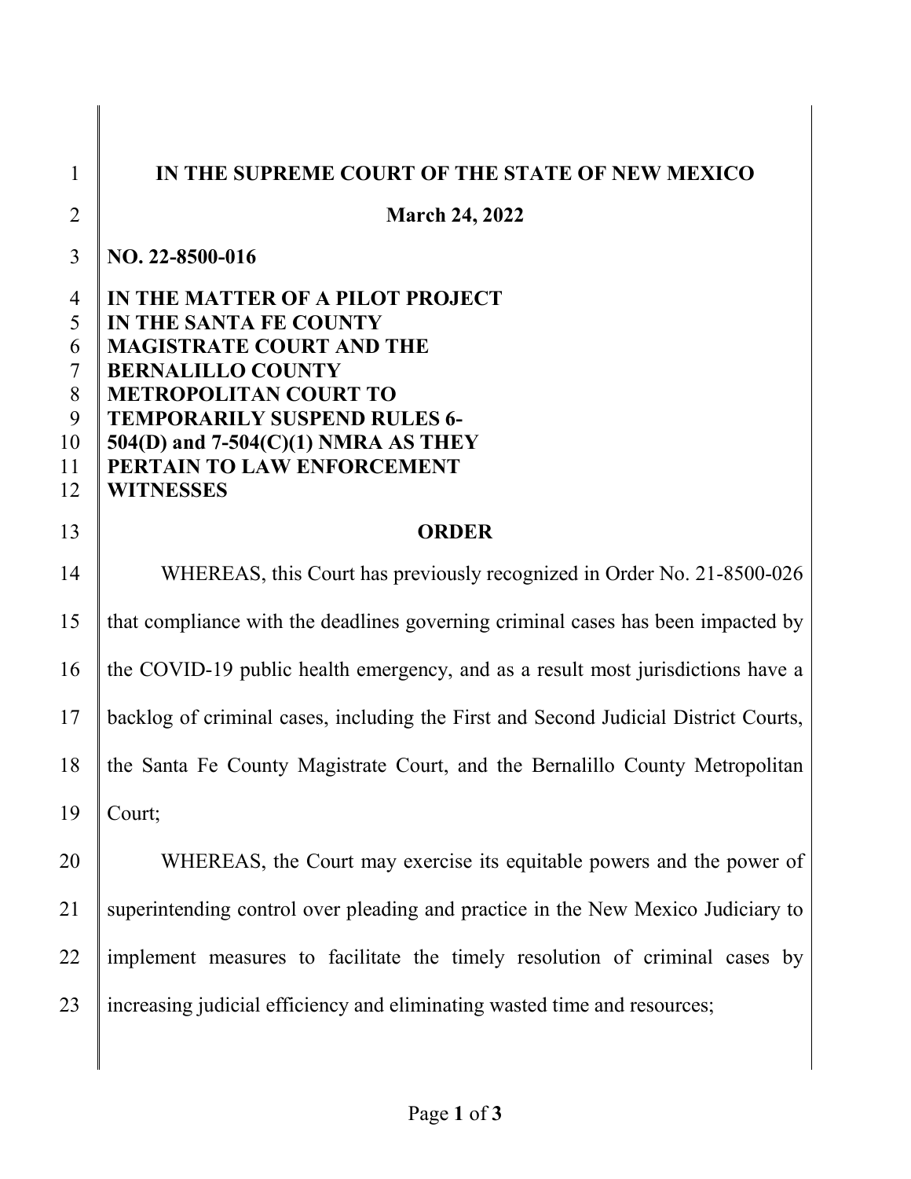**IN THE SUPREME COURT OF THE STATE OF NEW MEXICO**

**March 24, 2022**

**NO. 22-8500-016**

**IN THE MATTER OF A PILOT PROJECT IN THE SANTA FE COUNTY MAGISTRATE COURT AND THE BERNALILLO COUNTY METROPOLITAN COURT TO TEMPORARILY SUSPEND RULES 6-504(D) and 7-504(C)(1) NMRA AS THEY PERTAIN TO LAW ENFORCEMENT WITNESSES**

# ORDER

WHEREAS, this Court has previously recognized in Order No. 21-8500-026 that compliance with the deadlines governing criminal cases has been impacted by the COVID-19 public health emergency, and as a result most jurisdictions have a backlog of criminal cases, including the First and Second Judicial District Courts, the Santa Fe County Magistrate Court, and the Bernalillo County Metropolitan Court;

WHEREAS, the Court may exercise its equitable powers and the power of superintending control over pleading and practice in the New Mexico Judiciary to implement measures to facilitate the timely resolution of criminal cases by increasing judicial efficiency and eliminating wasted time and resources;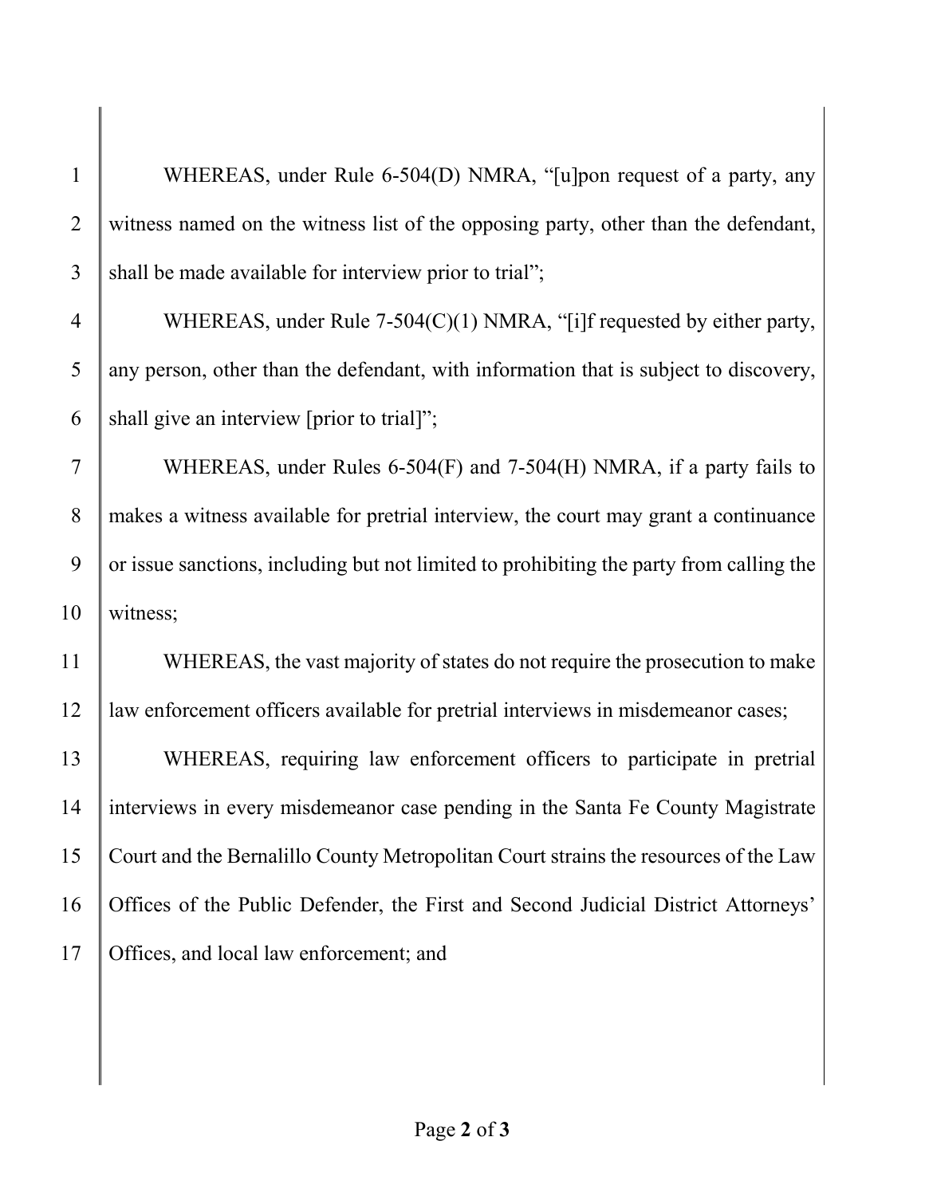WHEREAS, under Rule 6-504(D) NMRA, "[u]pon request of a party, any witness named on the witness list of the opposing party, other than the defendant, shall be made available for interview prior to trial";

WHEREAS, under Rule 7-504(C)(1) NMRA, "[i]f requested by either party, any person, other than the defendant, with information that is subject to discovery, shall give an interview [prior to trial]";

WHEREAS, under Rules 6-504(F) and 7-504(H) NMRA, if a party fails to makes a witness available for pretrial interview, the court may grant a continuance or issue sanctions, including but not limited to prohibiting the party from calling the witness;

WHEREAS, the vast majority of states do not require the prosecution to make law enforcement officers available for pretrial interviews in misdemeanor cases;

WHEREAS, requiring law enforcement officers to participate in pretrial interviews in every misdemeanor case pending in the Santa Fe County Magistrate Court and the Bernalillo County Metropolitan Court strains the resources of the Law Offices of the Public Defender, the First and Second Judicial District Attorneys' Offices, and local law enforcement; and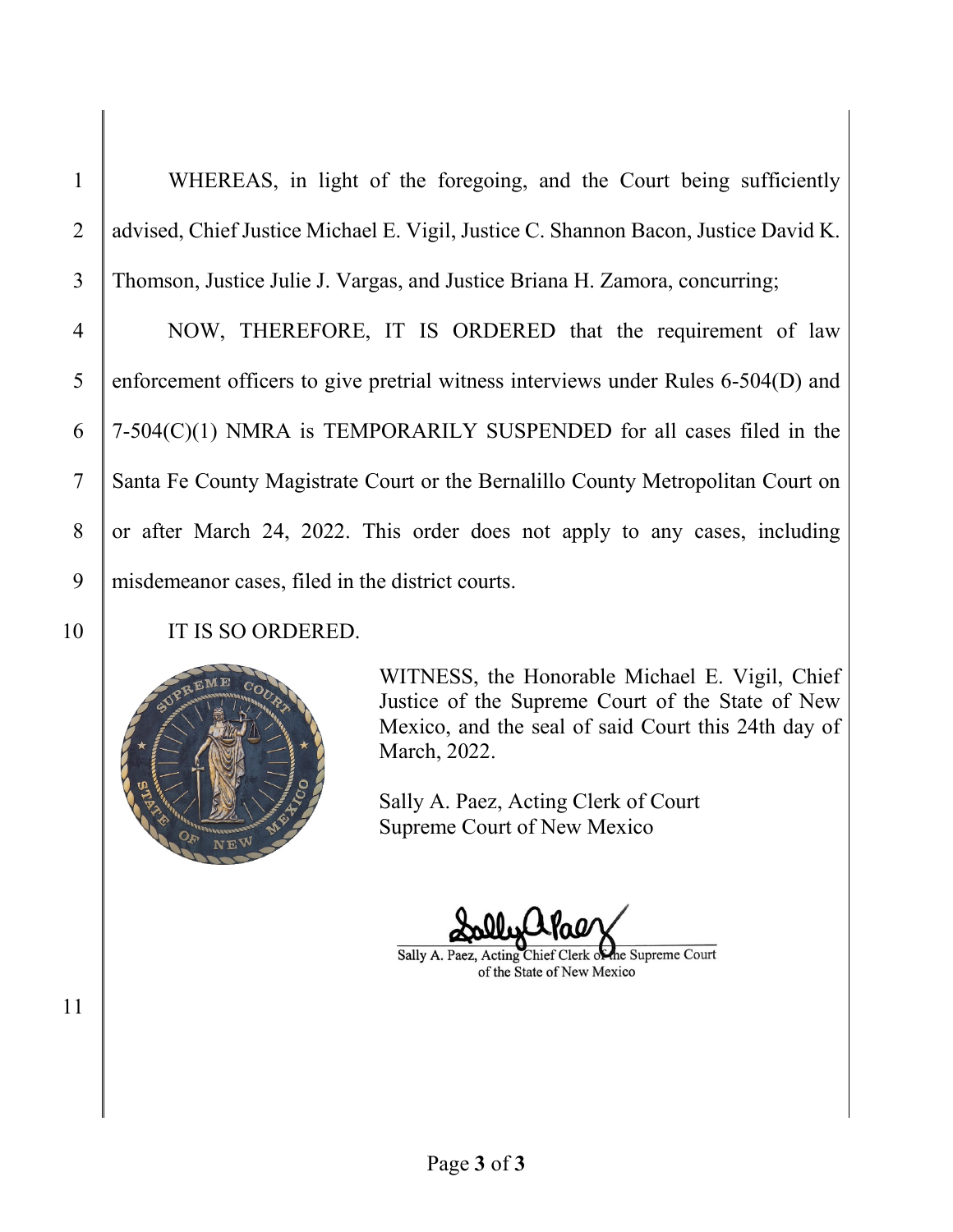WHEREAS, in light of the foregoing, and the Court being sufficiently advised, Chief Justice Michael E. Vigil, Justice C. Shannon Bacon, Justice David K. Thomson, Justice Julie J. Vargas, and Justice Briana H. Zamora, concurring;

NOW, THEREFORE, IT IS ORDERED that the requirement of law enforcement officers to give pretrial witness interviews under Rules 6-504(D) and 7-504(C)(1) NMRA is TEMPORARILY SUSPENDED for all cases filed in the Santa Fe County Magistrate Court or the Bernalillo County Metropolitan Court on or after March 24, 2022. This order does not apply to any cases, including misdemeanor cases, filed in the district courts.

IT IS SO ORDERED.

WITNESS, the Honorable Michael E. Vigil, Chief Justice of the Supreme Court of the State of New Mexico, and the seal of said Court this 24th day of March, 2022.

Sally A. Paez, Acting Clerk of Court
Supreme Court of New Mexico

Sally A. Paez, Acting Chief Clerk of the Supreme Court
of the State of New Mexico